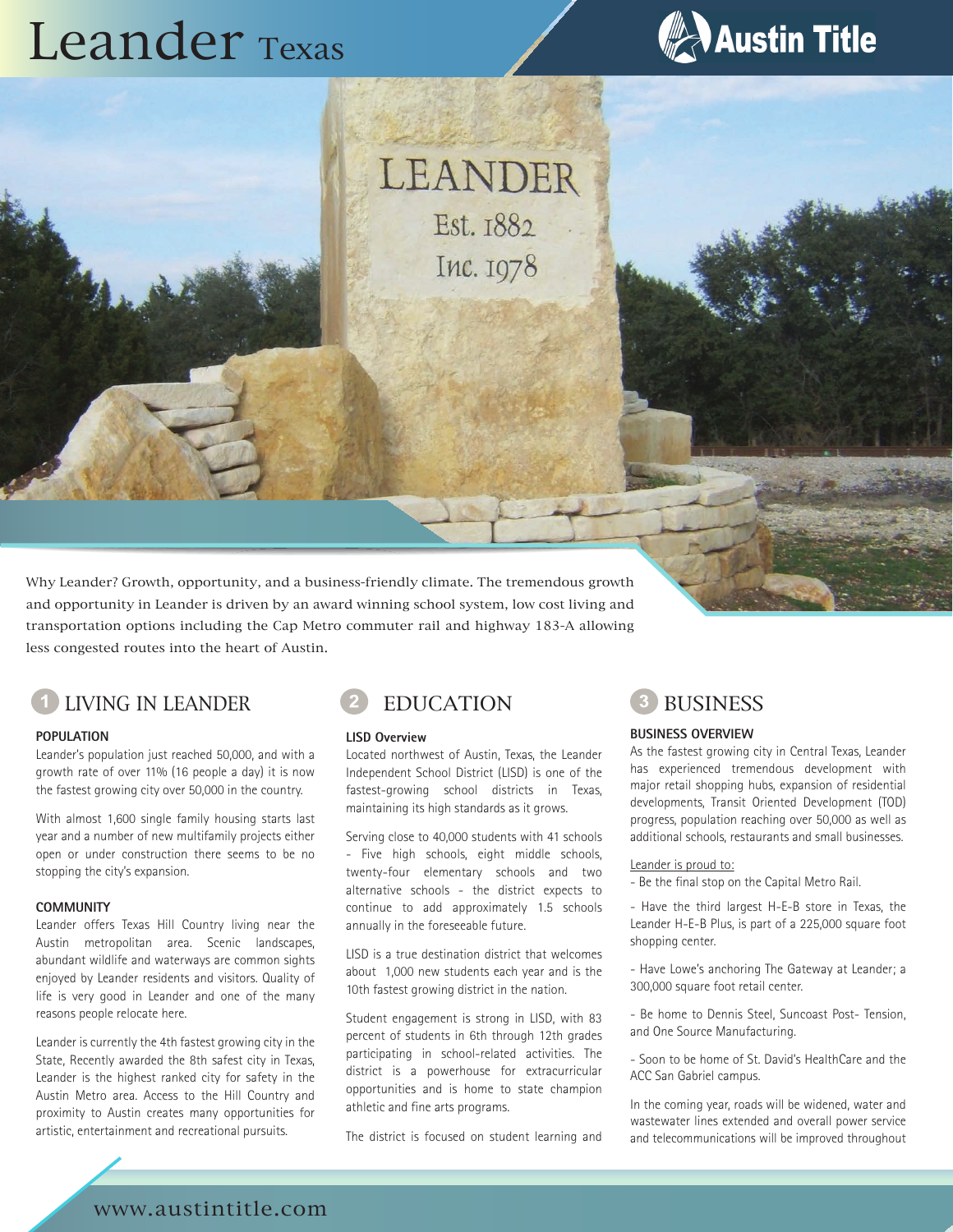# Leander Texas

Austin Title

Why Leander? Growth, opportunity, and a business-friendly climate. The tremendous growth and opportunity in Leander is driven by an award winning school system, low cost living and transportation options including the Cap Metro commuter rail and highway 183-A allowing less congested routes into the heart of Austin.

## 1 LIVING IN LEANDER

### POPULATION

Leander's population just reached 50,000, and with a growth rate of over 11% (16 people a day) it is now the fastest growing city over 50,000 in the country.

With almost 1,600 single family housing starts last year and a number of new multifamily projects either open or under construction there seems to be no stopping the city's expansion.

### COMMUNITY

Leander offers Texas Hill Country living near the Austin metropolitan area. Scenic landscapes, abundant wildlife and waterways are common sights enjoyed by Leander residents and visitors. Quality of life is very good in Leander and one of the many reasons people relocate here.

Leander is currently the 4th fastest growing city in the State, Recently awarded the 8th safest city in Texas, Leander is the highest ranked city for safety in the Austin Metro area. Access to the Hill Country and proximity to Austin creates many opportunities for artistic, entertainment and recreational pursuits.

## 2 EDUCATION

### LISD Overview

Located northwest of Austin, Texas, the Leander Independent School District (LISD) is one of the fastest-growing school districts in Texas, maintaining its high standards as it grows.

Serving close to 40,000 students with 41 schools - Five high schools, eight middle schools, twenty-four elementary schools and two alternative schools - the district expects to continue to add approximately 1.5 schools annually in the foreseeable future.

LISD is a true destination district that welcomes about 1,000 new students each year and is the 10th fastest growing district in the nation.

Student engagement is strong in LISD, with 83 percent of students in 6th through 12th grades participating in school-related activities. The district is a powerhouse for extracurricular opportunities and is home to state champion athletic and fine arts programs.

The district is focused on student learning and

## 3 BUSINESS

### BUSINESS OVERVIEW

As the fastest growing city in Central Texas, Leander has experienced tremendous development with major retail shopping hubs, expansion of residential developments, Transit Oriented Development (TOD) progress, population reaching over 50,000 as well as additional schools, restaurants and small businesses.

Leander is proud to:

- Be the final stop on the Capital Metro Rail.

- Have the third largest H-E-B store in Texas, the Leander H-E-B Plus, is part of a 225,000 square foot shopping center.

- Have Lowe's anchoring The Gateway at Leander; a 300,000 square foot retail center.

- Be home to Dennis Steel, Suncoast Post- Tension, and One Source Manufacturing.

- Soon to be home of St. David's HealthCare and the ACC San Gabriel campus.

In the coming year, roads will be widened, water and wastewater lines extended and overall power service and telecommunications will be improved throughout

www.austintitle.com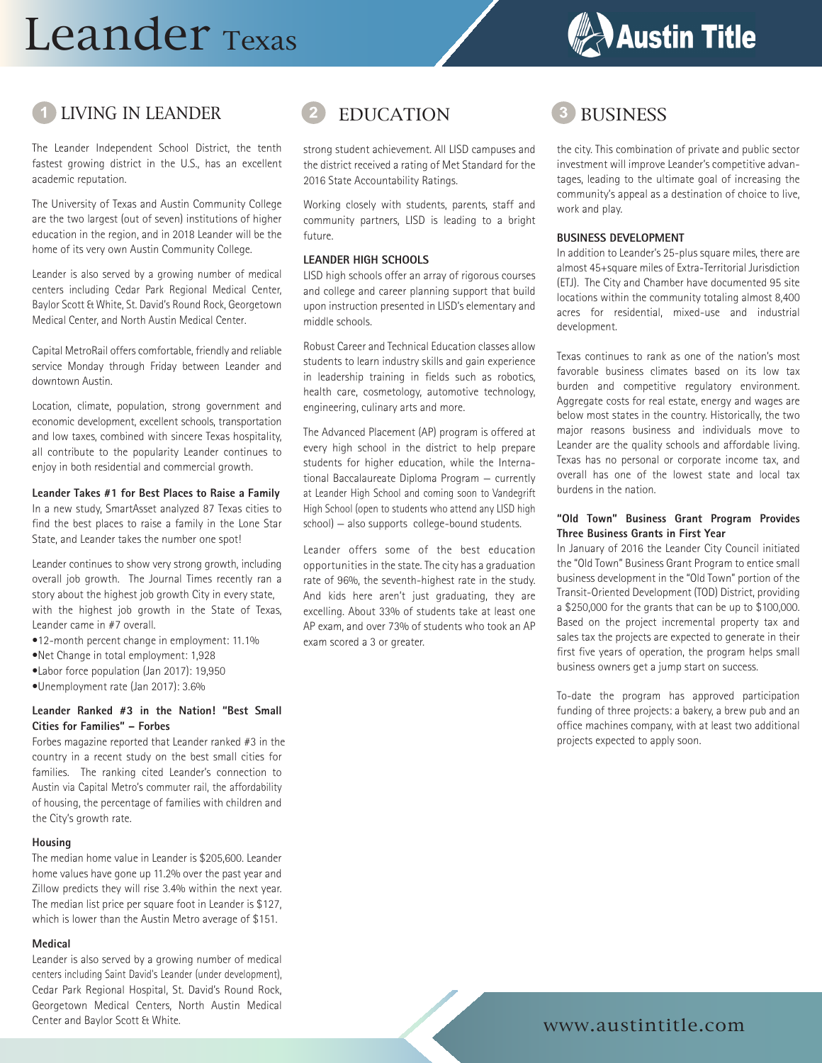# Leander Texas

Austin Title

## 1 LIVING IN LEANDER

The Leander Independent School District, the tenth fastest growing district in the U.S., has an excellent academic reputation.

The University of Texas and Austin Community College are the two largest (out of seven) institutions of higher education in the region, and in 2018 Leander will be the home of its very own Austin Community College.

Leander is also served by a growing number of medical centers including Cedar Park Regional Medical Center, Baylor Scott & White, St. David's Round Rock, Georgetown Medical Center, and North Austin Medical Center.

Capital MetroRail offers comfortable, friendly and reliable service Monday through Friday between Leander and downtown Austin.

Location, climate, population, strong government and economic development, excellent schools, transportation and low taxes, combined with sincere Texas hospitality, all contribute to the popularity Leander continues to enjoy in both residential and commercial growth.

**Leander Takes #1 for Best Places to Raise a Family**
In a new study, SmartAsset analyzed 87 Texas cities to find the best places to raise a family in the Lone Star State, and Leander takes the number one spot!

Leander continues to show very strong growth, including overall job growth. The Journal Times recently ran a story about the highest job growth City in every state, with the highest job growth in the State of Texas, Leander came in #7 overall.

- 12-month percent change in employment: 11.1%
- Net Change in total employment: 1,928
- Labor force population (Jan 2017): 19,950
- Unemployment rate (Jan 2017): 3.6%

**Leander Ranked #3 in the Nation! "Best Small Cities for Families" – Forbes**
Forbes magazine reported that Leander ranked #3 in the country in a recent study on the best small cities for families. The ranking cited Leander's connection to Austin via Capital Metro's commuter rail, the affordability of housing, the percentage of families with children and the City's growth rate.

**Housing**
The median home value in Leander is $205,600. Leander home values have gone up 11.2% over the past year and Zillow predicts they will rise 3.4% within the next year. The median list price per square foot in Leander is $127, which is lower than the Austin Metro average of $151.

**Medical**
Leander is also served by a growing number of medical centers including Saint David's Leander (under development), Cedar Park Regional Hospital, St. David's Round Rock, Georgetown Medical Centers, North Austin Medical Center and Baylor Scott & White.

## 2 EDUCATION

strong student achievement. All LISD campuses and the district received a rating of Met Standard for the 2016 State Accountability Ratings.

Working closely with students, parents, staff and community partners, LISD is leading to a bright future.

**LEANDER HIGH SCHOOLS**
LISD high schools offer an array of rigorous courses and college and career planning support that build upon instruction presented in LISD's elementary and middle schools.

Robust Career and Technical Education classes allow students to learn industry skills and gain experience in leadership training in fields such as robotics, health care, cosmetology, automotive technology, engineering, culinary arts and more.

The Advanced Placement (AP) program is offered at every high school in the district to help prepare students for higher education, while the International Baccalaureate Diploma Program – currently at Leander High School and coming soon to Vandegrift High School (open to students who attend any LISD high school) – also supports college-bound students.

Leander offers some of the best education opportunities in the state. The city has a graduation rate of 96%, the seventh-highest rate in the study. And kids here aren't just graduating, they are excelling. About 33% of students take at least one AP exam, and over 73% of students who took an AP exam scored a 3 or greater.

## 3 BUSINESS

the city. This combination of private and public sector investment will improve Leander's competitive advantages, leading to the ultimate goal of increasing the community's appeal as a destination of choice to live, work and play.

**BUSINESS DEVELOPMENT**
In addition to Leander's 25-plus square miles, there are almost 45+square miles of Extra-Territorial Jurisdiction (ETJ). The City and Chamber have documented 95 site locations within the community totaling almost 8,400 acres for residential, mixed-use and industrial development.

Texas continues to rank as one of the nation's most favorable business climates based on its low tax burden and competitive regulatory environment. Aggregate costs for real estate, energy and wages are below most states in the country. Historically, the two major reasons business and individuals move to Leander are the quality schools and affordable living. Texas has no personal or corporate income tax, and overall has one of the lowest state and local tax burdens in the nation.

**"Old Town" Business Grant Program Provides Three Business Grants in First Year**
In January of 2016 the Leander City Council initiated the "Old Town" Business Grant Program to entice small business development in the "Old Town" portion of the Transit-Oriented Development (TOD) District, providing a $250,000 for the grants that can be up to $100,000. Based on the project incremental property tax and sales tax the projects are expected to generate in their first five years of operation, the program helps small business owners get a jump start on success.

To-date the program has approved participation funding of three projects: a bakery, a brew pub and an office machines company, with at least two additional projects expected to apply soon.

www.austintitle.com